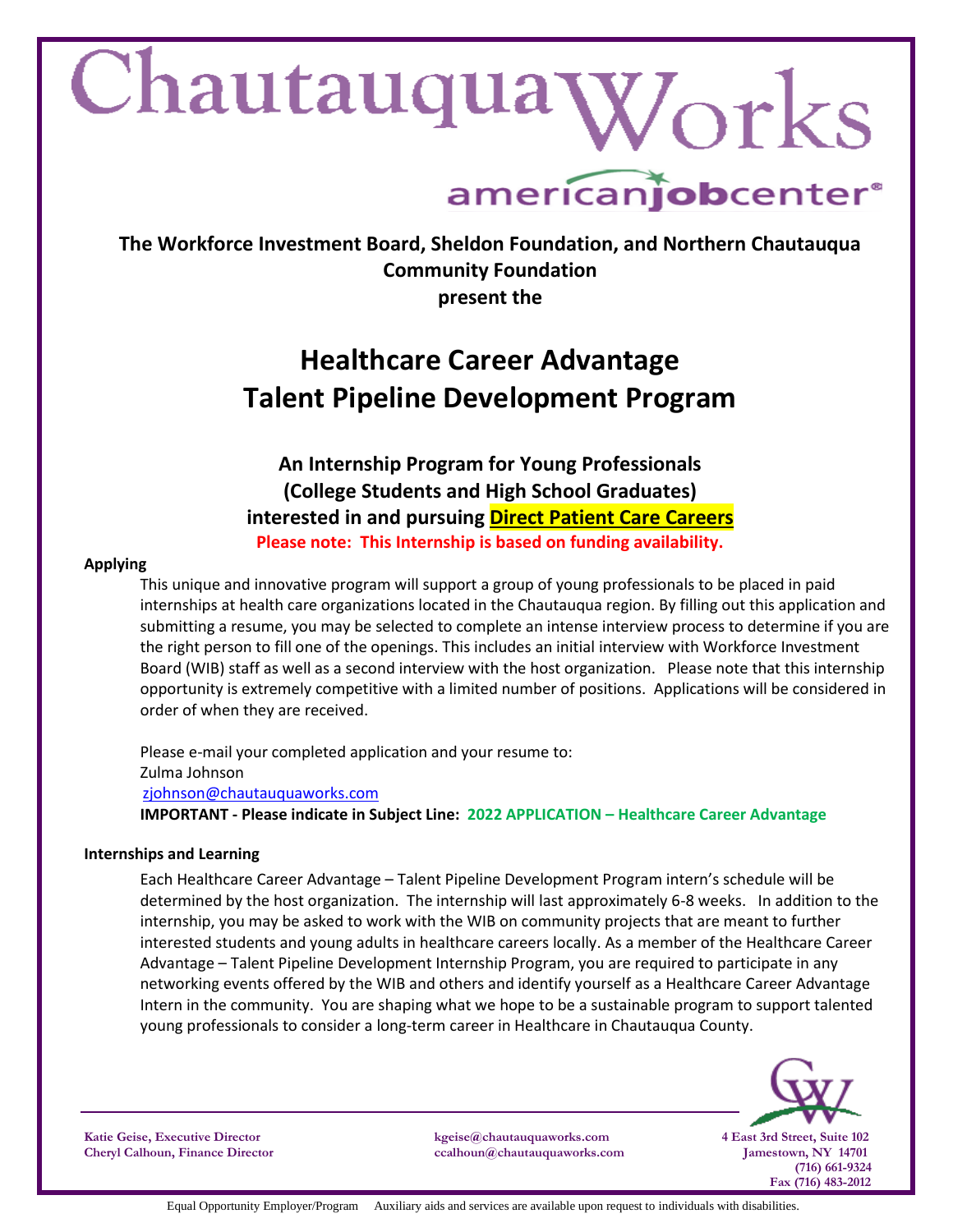# ChautauquaWorks

americanjobcenter®

**The Workforce Investment Board, Sheldon Foundation, and Northern Chautauqua Community Foundation present the**

# Healthcare Career Advantage Talent Pipeline Development Program

### An Internship Program for Young Professionals (College Students and High School Graduates) interested in and pursuing **Direct Patient Care Careers**

**Please note: This Internship is based on funding availability.**

**Applying**

This unique and innovative program will support a group of young professionals to be placed in paid internships at health care organizations located in the Chautauqua region. By filling out this application and submitting a resume, you may be selected to complete an intense interview process to determine if you are the right person to fill one of the openings. This includes an initial interview with Workforce Investment Board (WIB) staff as well as a second interview with the host organization. Please note that this internship opportunity is extremely competitive with a limited number of positions. Applications will be considered in order of when they are received.

Please e-mail your completed application and your resume to:
Zulma Johnson
zjohnson@chautauquaworks.com
**IMPORTANT - Please indicate in Subject Line: 2022 APPLICATION – Healthcare Career Advantage**

**Internships and Learning**

Each Healthcare Career Advantage – Talent Pipeline Development Program intern's schedule will be determined by the host organization. The internship will last approximately 6-8 weeks. In addition to the internship, you may be asked to work with the WIB on community projects that are meant to further interested students and young adults in healthcare careers locally. As a member of the Healthcare Career Advantage – Talent Pipeline Development Internship Program, you are required to participate in any networking events offered by the WIB and others and identify yourself as a Healthcare Career Advantage Intern in the community. You are shaping what we hope to be a sustainable program to support talented young professionals to consider a long-term career in Healthcare in Chautauqua County.

Katie Geise, Executive Director — kgeise@chautauquaworks.com
Cheryl Calhoun, Finance Director — ccalhoun@chautauquaworks.com

4 East 3rd Street, Suite 102
Jamestown, NY 14701
(716) 661-9324
Fax (716) 483-2012

Equal Opportunity Employer/Program Auxiliary aids and services are available upon request to individuals with disabilities.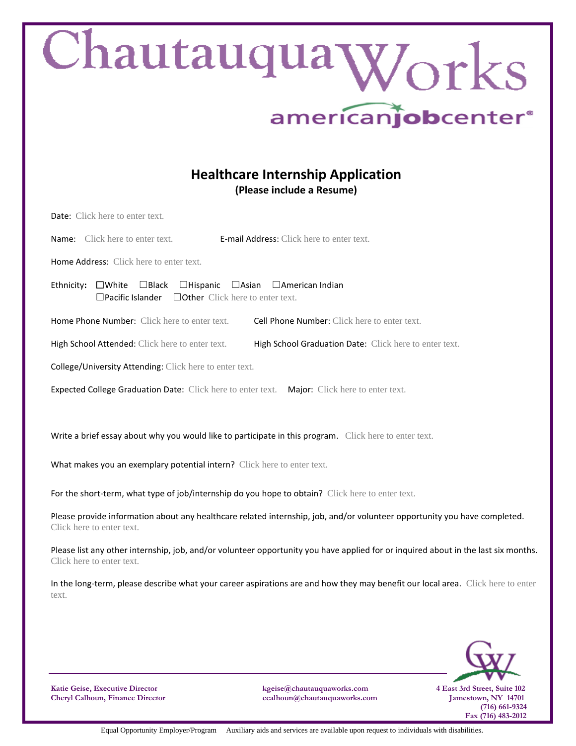ChautauquaWorks

americanjobcenter®

## Healthcare Internship Application

**(Please include a Resume)**

Date: Click here to enter text.

Name: Click here to enter text. E-mail Address: Click here to enter text.

Home Address: Click here to enter text.

Ethnicity: ☐White ☐Black ☐Hispanic ☐Asian ☐American Indian ☐Pacific Islander ☐Other Click here to enter text.

Home Phone Number: Click here to enter text. Cell Phone Number: Click here to enter text.

High School Attended: Click here to enter text. High School Graduation Date: Click here to enter text.

College/University Attending: Click here to enter text.

Expected College Graduation Date: Click here to enter text. Major: Click here to enter text.

Write a brief essay about why you would like to participate in this program. Click here to enter text.

What makes you an exemplary potential intern? Click here to enter text.

For the short-term, what type of job/internship do you hope to obtain? Click here to enter text.

Please provide information about any healthcare related internship, job, and/or volunteer opportunity you have completed. Click here to enter text.

Please list any other internship, job, and/or volunteer opportunity you have applied for or inquired about in the last six months. Click here to enter text.

In the long-term, please describe what your career aspirations are and how they may benefit our local area. Click here to enter text.

**Katie Geise, Executive Director**
**Cheryl Calhoun, Finance Director**

**kgeise@chautauquaworks.com**
**ccalhoun@chautauquaworks.com**

**4 East 3rd Street, Suite 102**
**Jamestown, NY 14701**
**(716) 661-9324**
**Fax (716) 483-2012**

Equal Opportunity Employer/Program Auxiliary aids and services are available upon request to individuals with disabilities.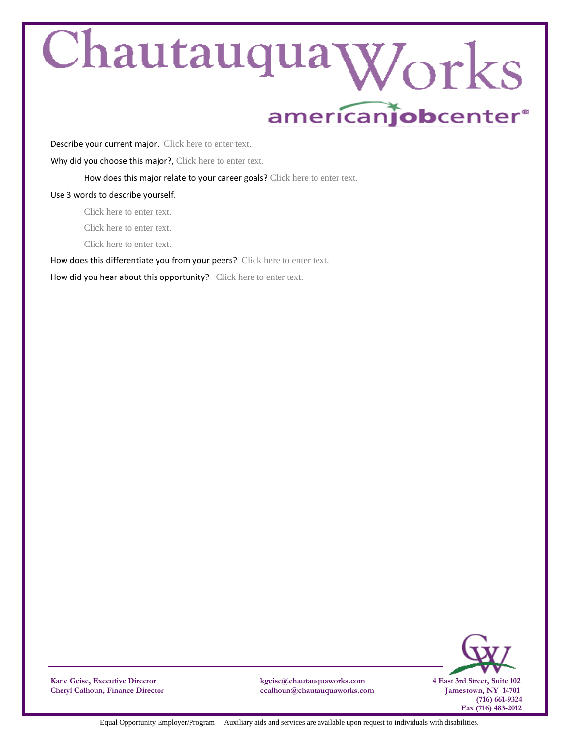# ChautauquaWorks

americanjobcenter®

Describe your current major. Click here to enter text.

Why did you choose this major?, Click here to enter text.

How does this major relate to your career goals? Click here to enter text.

Use 3 words to describe yourself.

Click here to enter text.

Click here to enter text.

Click here to enter text.

How does this differentiate you from your peers? Click here to enter text.

How did you hear about this opportunity? Click here to enter text.

**Katie Geise, Executive Director**
**Cheryl Calhoun, Finance Director**

**kgeise@chautauquaworks.com**
**ccalhoun@chautauquaworks.com**

**4 East 3rd Street, Suite 102**
**Jamestown, NY 14701**
**(716) 661-9324**
**Fax (716) 483-2012**

Equal Opportunity Employer/Program Auxiliary aids and services are available upon request to individuals with disabilities.